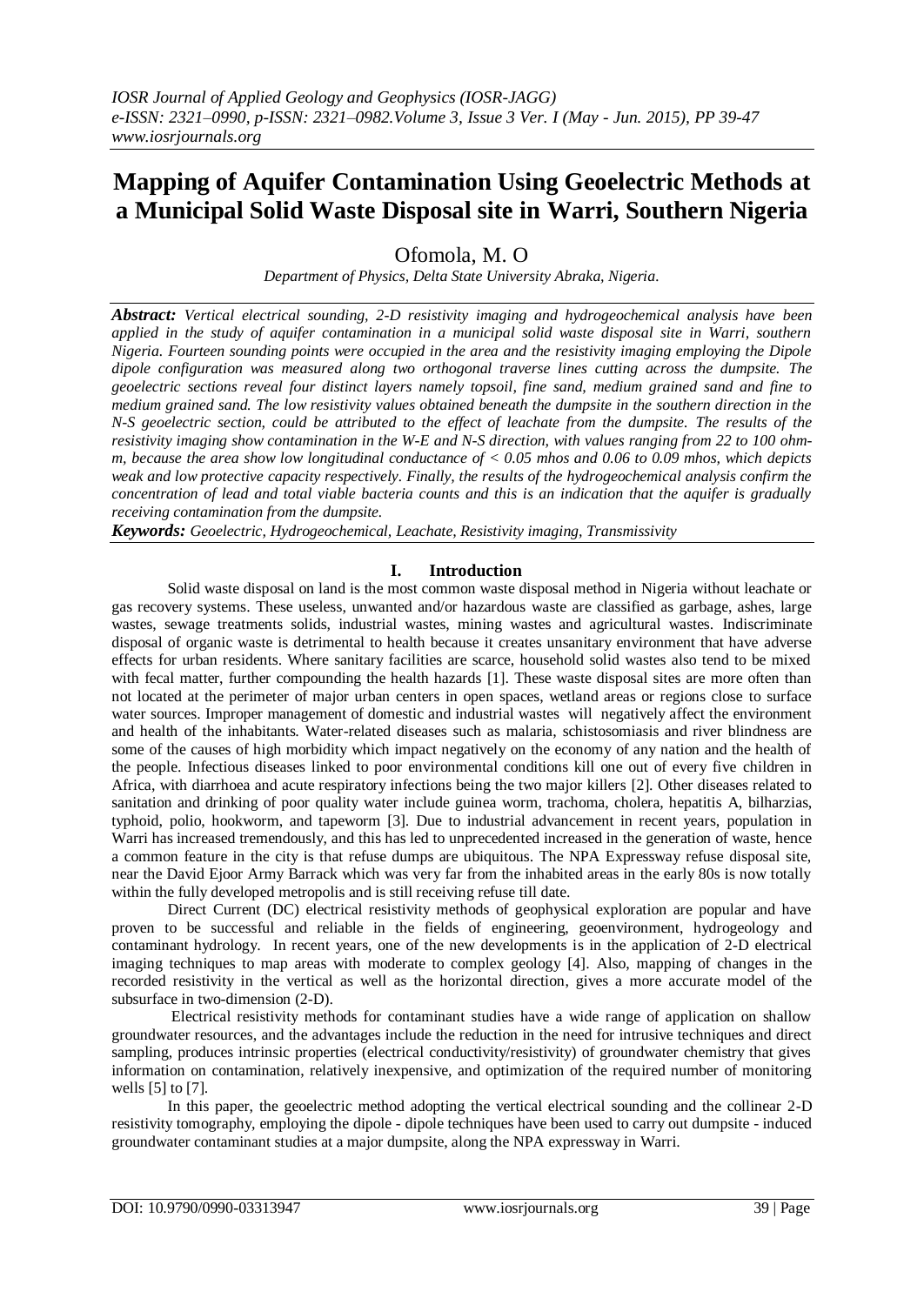# Mapping of Aquifer Contamination Using Geoelectric Methods at a Municipal Solid Waste Disposal site in Warri, Southern Nigeria

Ofomola, M. O

*Department of Physics, Delta State University Abraka, Nigeria.*

***Abstract:*** *Vertical electrical sounding, 2-D resistivity imaging and hydrogeochemical analysis have been applied in the study of aquifer contamination in a municipal solid waste disposal site in Warri, southern Nigeria. Fourteen sounding points were occupied in the area and the resistivity imaging employing the Dipole dipole configuration was measured along two orthogonal traverse lines cutting across the dumpsite. The geoelectric sections reveal four distinct layers namely topsoil, fine sand, medium grained sand and fine to medium grained sand. The low resistivity values obtained beneath the dumpsite in the southern direction in the N-S geoelectric section, could be attributed to the effect of leachate from the dumpsite. The results of the resistivity imaging show contamination in the W-E and N-S direction, with values ranging from 22 to 100 ohm-m, because the area show low longitudinal conductance of < 0.05 mhos and 0.06 to 0.09 mhos, which depicts weak and low protective capacity respectively. Finally, the results of the hydrogeochemical analysis confirm the concentration of lead and total viable bacteria counts and this is an indication that the aquifer is gradually receiving contamination from the dumpsite.*

***Keywords:*** *Geoelectric, Hydrogeochemical, Leachate, Resistivity imaging, Transmissivity*

## I. Introduction

Solid waste disposal on land is the most common waste disposal method in Nigeria without leachate or gas recovery systems. These useless, unwanted and/or hazardous waste are classified as garbage, ashes, large wastes, sewage treatments solids, industrial wastes, mining wastes and agricultural wastes. Indiscriminate disposal of organic waste is detrimental to health because it creates unsanitary environment that have adverse effects for urban residents. Where sanitary facilities are scarce, household solid wastes also tend to be mixed with fecal matter, further compounding the health hazards [1]. These waste disposal sites are more often than not located at the perimeter of major urban centers in open spaces, wetland areas or regions close to surface water sources. Improper management of domestic and industrial wastes will negatively affect the environment and health of the inhabitants. Water-related diseases such as malaria, schistosomiasis and river blindness are some of the causes of high morbidity which impact negatively on the economy of any nation and the health of the people. Infectious diseases linked to poor environmental conditions kill one out of every five children in Africa, with diarrhoea and acute respiratory infections being the two major killers [2]. Other diseases related to sanitation and drinking of poor quality water include guinea worm, trachoma, cholera, hepatitis A, bilharzias, typhoid, polio, hookworm, and tapeworm [3]. Due to industrial advancement in recent years, population in Warri has increased tremendously, and this has led to unprecedented increased in the generation of waste, hence a common feature in the city is that refuse dumps are ubiquitous. The NPA Expressway refuse disposal site, near the David Ejoor Army Barrack which was very far from the inhabited areas in the early 80s is now totally within the fully developed metropolis and is still receiving refuse till date.

Direct Current (DC) electrical resistivity methods of geophysical exploration are popular and have proven to be successful and reliable in the fields of engineering, geoenvironment, hydrogeology and contaminant hydrology. In recent years, one of the new developments is in the application of 2-D electrical imaging techniques to map areas with moderate to complex geology [4]. Also, mapping of changes in the recorded resistivity in the vertical as well as the horizontal direction, gives a more accurate model of the subsurface in two-dimension (2-D).

Electrical resistivity methods for contaminant studies have a wide range of application on shallow groundwater resources, and the advantages include the reduction in the need for intrusive techniques and direct sampling, produces intrinsic properties (electrical conductivity/resistivity) of groundwater chemistry that gives information on contamination, relatively inexpensive, and optimization of the required number of monitoring wells [5] to [7].

In this paper, the geoelectric method adopting the vertical electrical sounding and the collinear 2-D resistivity tomography, employing the dipole - dipole techniques have been used to carry out dumpsite - induced groundwater contaminant studies at a major dumpsite, along the NPA expressway in Warri.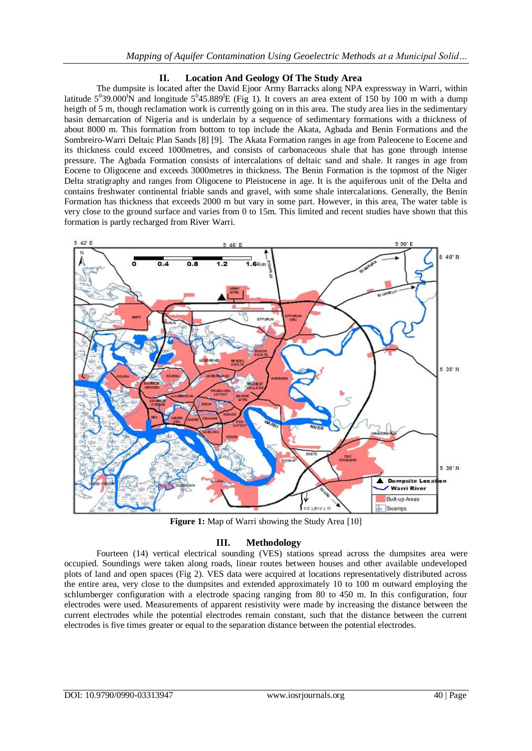## II. Location And Geology Of The Study Area

The dumpsite is located after the David Ejoor Army Barracks along NPA expressway in Warri, within latitude $5^0 39.000^I$N and longitude $5^0 45.889^I$E (Fig 1). It covers an area extent of 150 by 100 m with a dump heigth of 5 m, though reclamation work is currently going on in this area. The study area lies in the sedimentary basin demarcation of Nigeria and is underlain by a sequence of sedimentary formations with a thickness of about 8000 m. This formation from bottom to top include the Akata, Agbada and Benin Formations and the Sombreiro-Warri Deltaic Plan Sands [8] [9]. The Akata Formation ranges in age from Paleocene to Eocene and its thickness could exceed 1000metres, and consists of carbonaceous shale that has gone through intense pressure. The Agbada Formation consists of intercalations of deltaic sand and shale. It ranges in age from Eocene to Oligocene and exceeds 3000metres in thickness. The Benin Formation is the topmost of the Niger Delta stratigraphy and ranges from Oligocene to Pleistocene in age. It is the aquiferous unit of the Delta and contains freshwater continental friable sands and gravel, with some shale intercalations. Generally, the Benin Formation has thickness that exceeds 2000 m but vary in some part. However, in this area, The water table is very close to the ground surface and varies from 0 to 15m. This limited and recent studies have shown that this formation is partly recharged from River Warri.

**Figure 1:** Map of Warri showing the Study Area [10]

## III. Methodology

Fourteen (14) vertical electrical sounding (VES) stations spread across the dumpsites area were occupied. Soundings were taken along roads, linear routes between houses and other available undeveloped plots of land and open spaces (Fig 2). VES data were acquired at locations representatively distributed across the entire area, very close to the dumpsites and extended approximately 10 to 100 m outward employing the schlumberger configuration with a electrode spacing ranging from 80 to 450 m. In this configuration, four electrodes were used. Measurements of apparent resistivity were made by increasing the distance between the current electrodes while the potential electrodes remain constant, such that the distance between the current electrodes is five times greater or equal to the separation distance between the potential electrodes.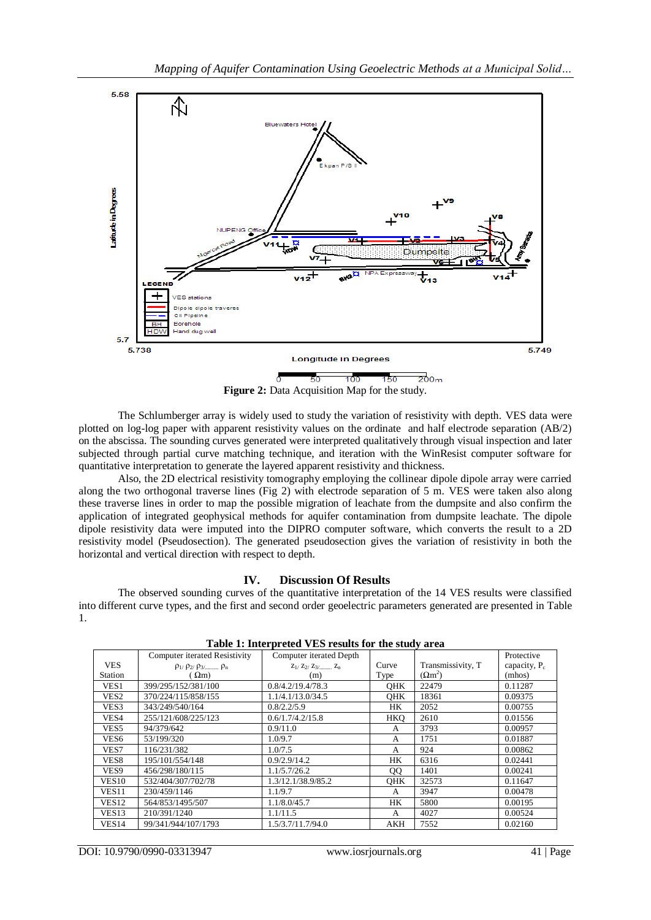Figure 2: Data Acquisition Map for the study.

The Schlumberger array is widely used to study the variation of resistivity with depth. VES data were plotted on log-log paper with apparent resistivity values on the ordinate and half electrode separation (AB/2) on the abscissa. The sounding curves generated were interpreted qualitatively through visual inspection and later subjected through partial curve matching technique, and iteration with the WinResist computer software for quantitative interpretation to generate the layered apparent resistivity and thickness.

Also, the 2D electrical resistivity tomography employing the collinear dipole dipole array were carried along the two orthogonal traverse lines (Fig 2) with electrode separation of 5 m. VES were taken also along these traverse lines in order to map the possible migration of leachate from the dumpsite and also confirm the application of integrated geophysical methods for aquifer contamination from dumpsite leachate. The dipole dipole resistivity data were imputed into the DIPRO computer software, which converts the result to a 2D resistivity model (Pseudosection). The generated pseudosection gives the variation of resistivity in both the horizontal and vertical direction with respect to depth.

## IV. Discussion Of Results

The observed sounding curves of the quantitative interpretation of the 14 VES results were classified into different curve types, and the first and second order geoelectric parameters generated are presented in Table 1.

**Table 1: Interpreted VES results for the study area**

| VES Station | Computer iterated Resistivity $\rho_1/\rho_2/\rho_3/\ldots\ldots\ \rho_n$ ($\Omega$m) | Computer iterated Depth $z_1/z_2/z_3/\ldots\ldots\ z_n$ (m) | Curve Type | Transmissivity, T ($\Omega m^2$) | Protective capacity, $P_c$ (mhos) |
|---|---|---|---|---|---|
| VES1 | 399/295/152/381/100 | 0.8/4.2/19.4/78.3 | QHK | 22479 | 0.11287 |
| VES2 | 370/224/115/858/155 | 1.1/4.1/13.0/34.5 | QHK | 18361 | 0.09375 |
| VES3 | 343/249/540/164 | 0.8/2.2/5.9 | HK | 2052 | 0.00755 |
| VES4 | 255/121/608/225/123 | 0.6/1.7/4.2/15.8 | HKQ | 2610 | 0.01556 |
| VES5 | 94/379/642 | 0.9/11.0 | A | 3793 | 0.00957 |
| VES6 | 53/199/320 | 1.0/9.7 | A | 1751 | 0.01887 |
| VES7 | 116/231/382 | 1.0/7.5 | A | 924 | 0.00862 |
| VES8 | 195/101/554/148 | 0.9/2.9/14.2 | HK | 6316 | 0.02441 |
| VES9 | 456/298/180/115 | 1.1/5.7/26.2 | QQ | 1401 | 0.00241 |
| VES10 | 532/404/307/702/78 | 1.3/12.1/38.9/85.2 | QHK | 32573 | 0.11647 |
| VES11 | 230/459/1146 | 1.1/9.7 | A | 3947 | 0.00478 |
| VES12 | 564/853/1495/507 | 1.1/8.0/45.7 | HK | 5800 | 0.00195 |
| VES13 | 210/391/1240 | 1.1/11.5 | A | 4027 | 0.00524 |
| VES14 | 99/341/944/107/1793 | 1.5/3.7/11.7/94.0 | AKH | 7552 | 0.02160 |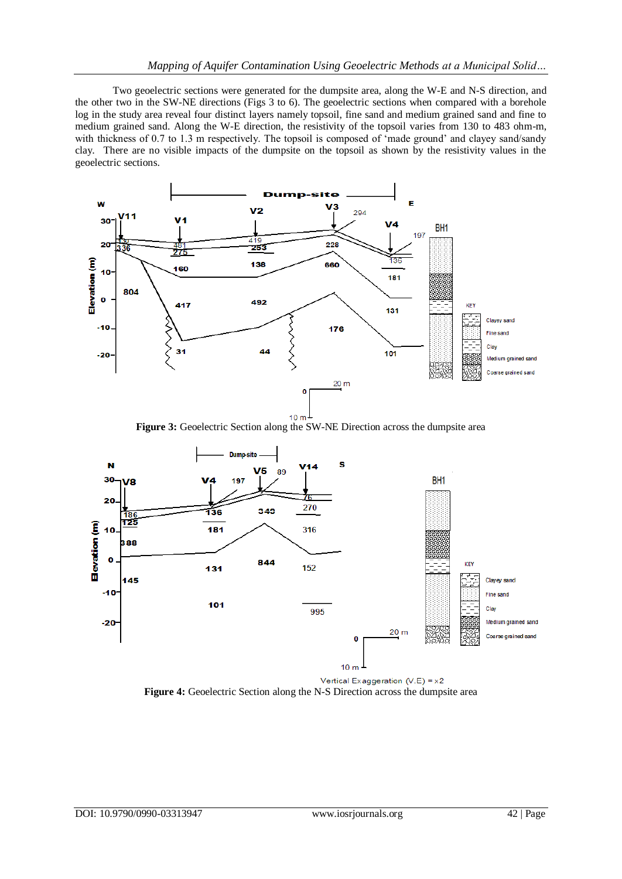Two geoelectric sections were generated for the dumpsite area, along the W-E and N-S direction, and the other two in the SW-NE directions (Figs 3 to 6). The geoelectric sections when compared with a borehole log in the study area reveal four distinct layers namely topsoil, fine sand and medium grained sand and fine to medium grained sand. Along the W-E direction, the resistivity of the topsoil varies from 130 to 483 ohm-m, with thickness of 0.7 to 1.3 m respectively. The topsoil is composed of 'made ground' and clayey sand/sandy clay. There are no visible impacts of the dumpsite on the topsoil as shown by the resistivity values in the geoelectric sections.

**Figure 3:** Geoelectric Section along the SW-NE Direction across the dumpsite area

**Figure 4:** Geoelectric Section along the N-S Direction across the dumpsite area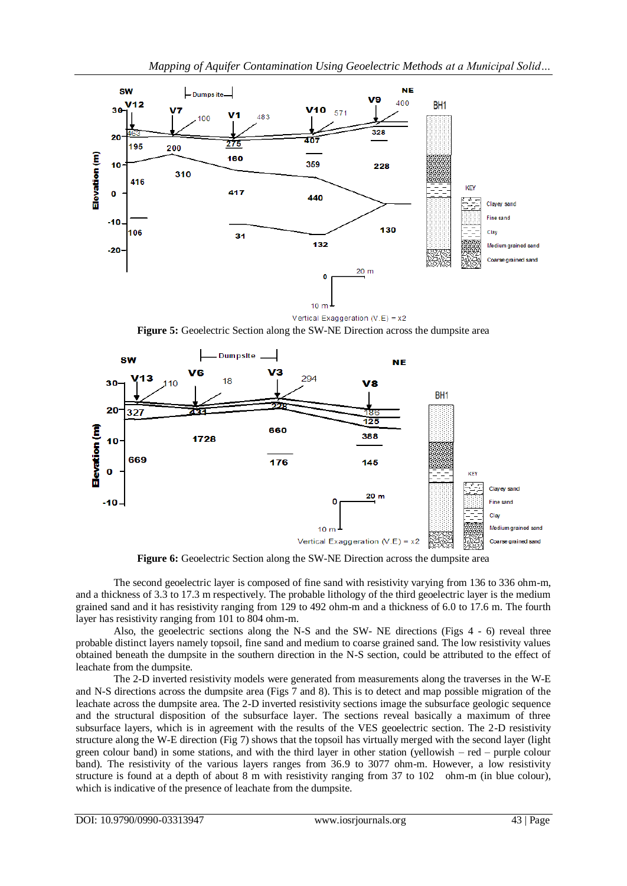**Figure 5:** Geoelectric Section along the SW-NE Direction across the dumpsite area

**Figure 6:** Geoelectric Section along the SW-NE Direction across the dumpsite area

The second geoelectric layer is composed of fine sand with resistivity varying from 136 to 336 ohm-m, and a thickness of 3.3 to 17.3 m respectively. The probable lithology of the third geoelectric layer is the medium grained sand and it has resistivity ranging from 129 to 492 ohm-m and a thickness of 6.0 to 17.6 m. The fourth layer has resistivity ranging from 101 to 804 ohm-m.

Also, the geoelectric sections along the N-S and the SW- NE directions (Figs 4 - 6) reveal three probable distinct layers namely topsoil, fine sand and medium to coarse grained sand. The low resistivity values obtained beneath the dumpsite in the southern direction in the N-S section, could be attributed to the effect of leachate from the dumpsite.

The 2-D inverted resistivity models were generated from measurements along the traverses in the W-E and N-S directions across the dumpsite area (Figs 7 and 8). This is to detect and map possible migration of the leachate across the dumpsite area. The 2-D inverted resistivity sections image the subsurface geologic sequence and the structural disposition of the subsurface layer. The sections reveal basically a maximum of three subsurface layers, which is in agreement with the results of the VES geoelectric section. The 2-D resistivity structure along the W-E direction (Fig 7) shows that the topsoil has virtually merged with the second layer (light green colour band) in some stations, and with the third layer in other station (yellowish – red – purple colour band). The resistivity of the various layers ranges from 36.9 to 3077 ohm-m. However, a low resistivity structure is found at a depth of about 8 m with resistivity ranging from 37 to 102 ohm-m (in blue colour), which is indicative of the presence of leachate from the dumpsite.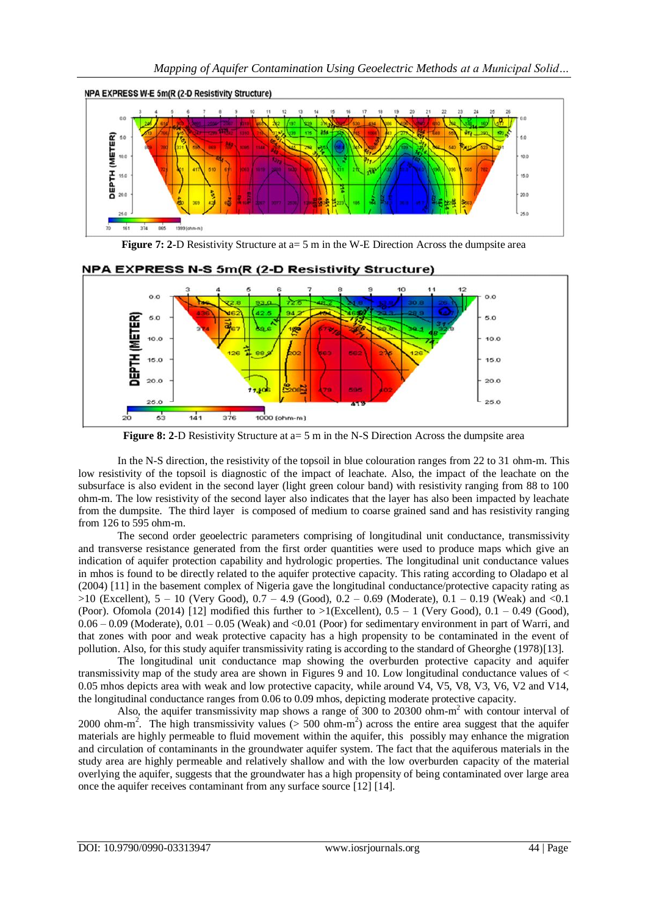**Figure 7:** 2-D Resistivity Structure at a= 5 m in the W-E Direction Across the dumpsite area

**Figure 8:** 2-D Resistivity Structure at a= 5 m in the N-S Direction Across the dumpsite area

In the N-S direction, the resistivity of the topsoil in blue colouration ranges from 22 to 31 ohm-m. This low resistivity of the topsoil is diagnostic of the impact of leachate. Also, the impact of the leachate on the subsurface is also evident in the second layer (light green colour band) with resistivity ranging from 88 to 100 ohm-m. The low resistivity of the second layer also indicates that the layer has also been impacted by leachate from the dumpsite. The third layer is composed of medium to coarse grained sand and has resistivity ranging from 126 to 595 ohm-m.

The second order geoelectric parameters comprising of longitudinal unit conductance, transmissivity and transverse resistance generated from the first order quantities were used to produce maps which give an indication of aquifer protection capability and hydrologic properties. The longitudinal unit conductance values in mhos is found to be directly related to the aquifer protective capacity. This rating according to Oladapo et al (2004) [11] in the basement complex of Nigeria gave the longitudinal conductance/protective capacity rating as >10 (Excellent), 5 – 10 (Very Good), 0.7 – 4.9 (Good), 0.2 – 0.69 (Moderate), 0.1 – 0.19 (Weak) and <0.1 (Poor). Ofomola (2014) [12] modified this further to >1(Excellent), 0.5 – 1 (Very Good), 0.1 – 0.49 (Good), 0.06 – 0.09 (Moderate), 0.01 – 0.05 (Weak) and <0.01 (Poor) for sedimentary environment in part of Warri, and that zones with poor and weak protective capacity has a high propensity to be contaminated in the event of pollution. Also, for this study aquifer transmissivity rating is according to the standard of Gheorghe (1978)[13].

The longitudinal unit conductance map showing the overburden protective capacity and aquifer transmissivity map of the study area are shown in Figures 9 and 10. Low longitudinal conductance values of < 0.05 mhos depicts area with weak and low protective capacity, while around V4, V5, V8, V3, V6, V2 and V14, the longitudinal conductance ranges from 0.06 to 0.09 mhos, depicting moderate protective capacity.

Also, the aquifer transmissivity map shows a range of 300 to 20300 ohm-m$^2$ with contour interval of 2000 ohm-m$^2$. The high transmissivity values (> 500 ohm-m$^2$) across the entire area suggest that the aquifer materials are highly permeable to fluid movement within the aquifer, this possibly may enhance the migration and circulation of contaminants in the groundwater aquifer system. The fact that the aquiferous materials in the study area are highly permeable and relatively shallow and with the low overburden capacity of the material overlying the aquifer, suggests that the groundwater has a high propensity of being contaminated over large area once the aquifer receives contaminant from any surface source [12] [14].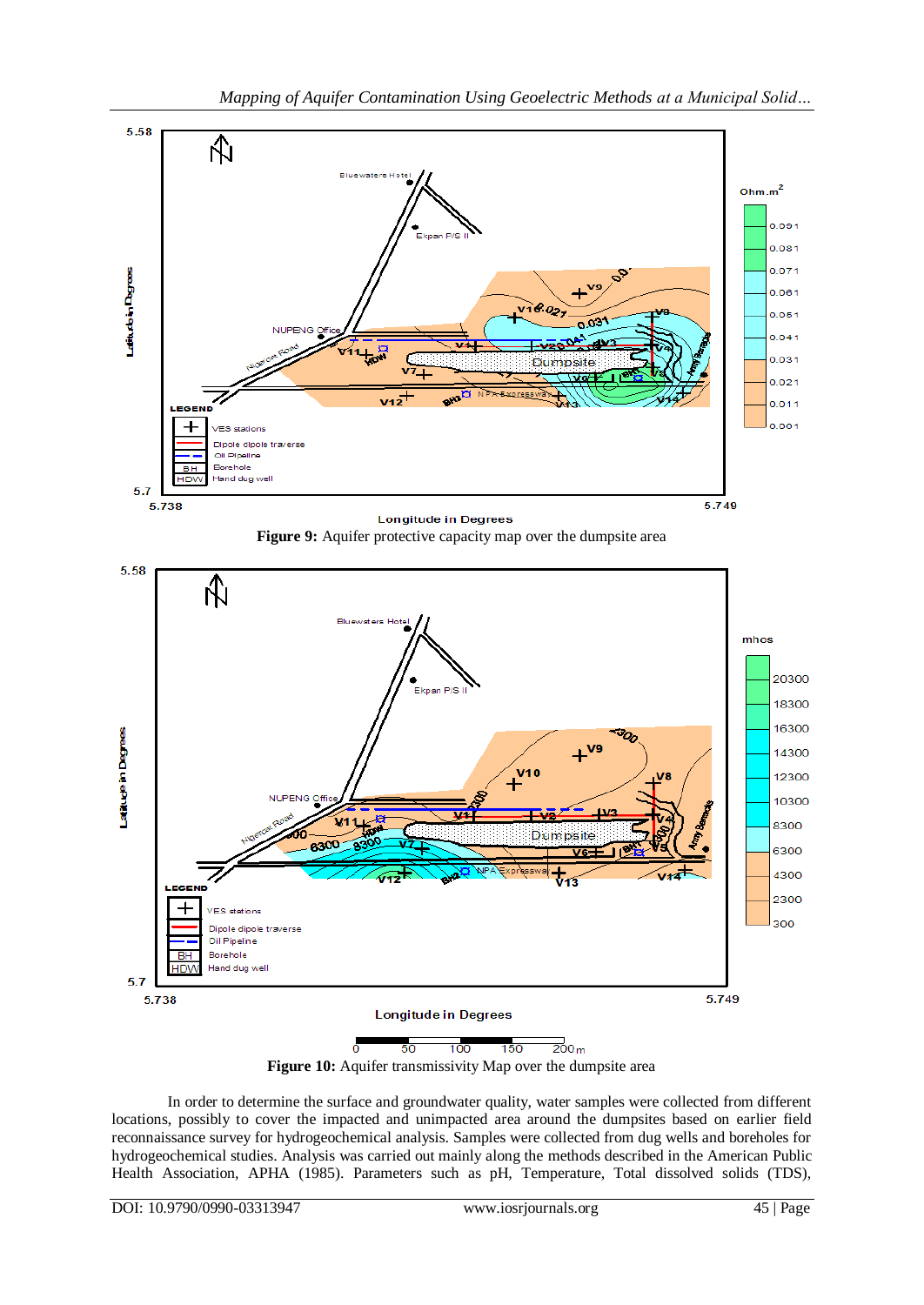**Figure 9:** Aquifer protective capacity map over the dumpsite area

**Figure 10:** Aquifer transmissivity Map over the dumpsite area

In order to determine the surface and groundwater quality, water samples were collected from different locations, possibly to cover the impacted and unimpacted area around the dumpsites based on earlier field reconnaissance survey for hydrogeochemical analysis. Samples were collected from dug wells and boreholes for hydrogeochemical studies. Analysis was carried out mainly along the methods described in the American Public Health Association, APHA (1985). Parameters such as pH, Temperature, Total dissolved solids (TDS),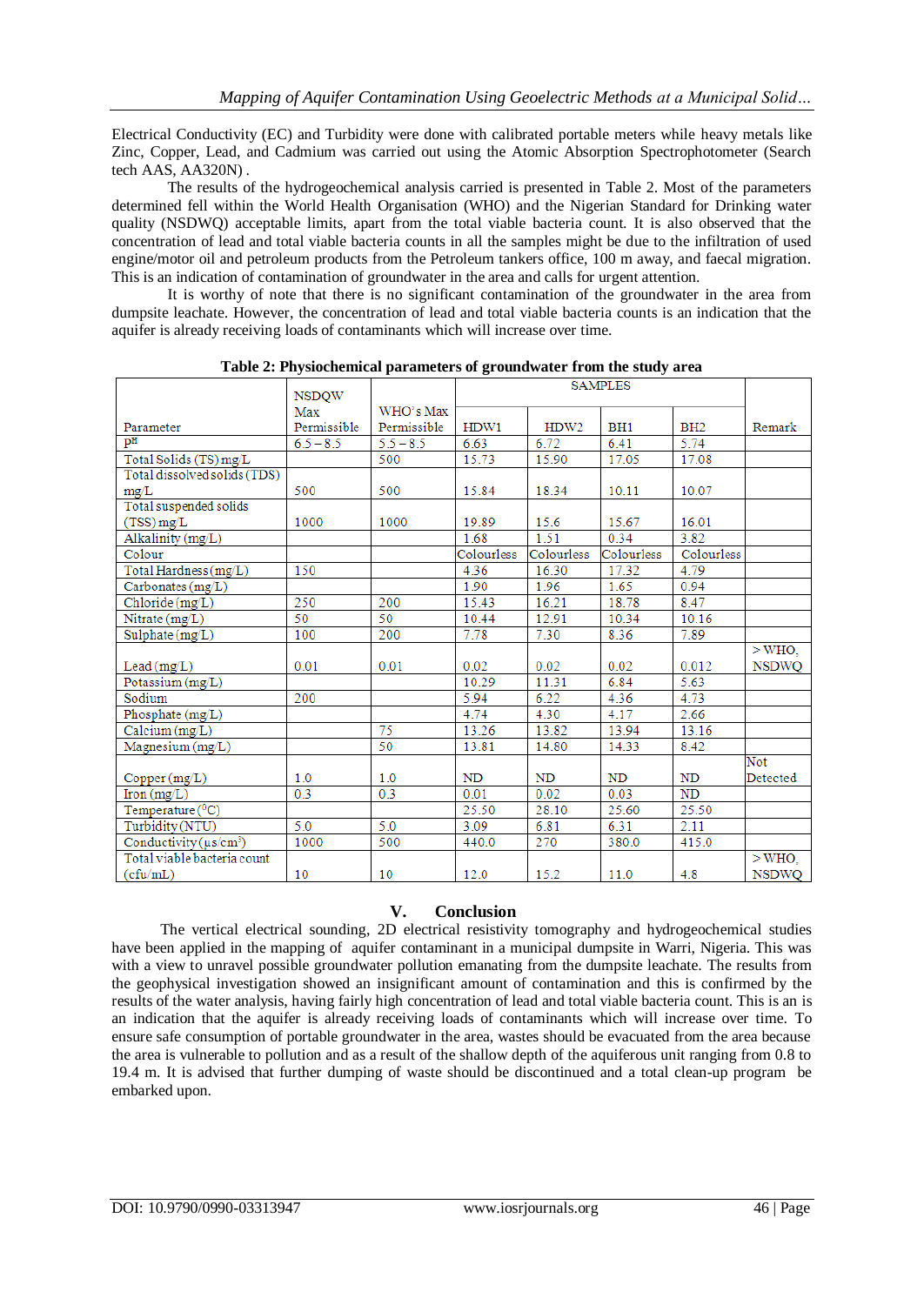Electrical Conductivity (EC) and Turbidity were done with calibrated portable meters while heavy metals like Zinc, Copper, Lead, and Cadmium was carried out using the Atomic Absorption Spectrophotometer (Search tech AAS, AA320N) .

The results of the hydrogeochemical analysis carried is presented in Table 2. Most of the parameters determined fell within the World Health Organisation (WHO) and the Nigerian Standard for Drinking water quality (NSDWQ) acceptable limits, apart from the total viable bacteria count. It is also observed that the concentration of lead and total viable bacteria counts in all the samples might be due to the infiltration of used engine/motor oil and petroleum products from the Petroleum tankers office, 100 m away, and faecal migration. This is an indication of contamination of groundwater in the area and calls for urgent attention.

It is worthy of note that there is no significant contamination of the groundwater in the area from dumpsite leachate. However, the concentration of lead and total viable bacteria counts is an indication that the aquifer is already receiving loads of contaminants which will increase over time.

**Table 2: Physiochemical parameters of groundwater from the study area**

| Parameter | NSDQW Max Permissible | WHO's Max Permissible | SAMPLES | | | | Remark |
|---|---|---|---|---|---|---|---|
| | | | HDW1 | HDW2 | BH1 | BH2 | |
| pH | 6.5 – 8.5 | 5.5 – 8.5 | 6.63 | 6.72 | 6.41 | 5.74 | |
| Total Solids (TS) mg/L | | 500 | 15.73 | 15.90 | 17.05 | 17.08 | |
| Total dissolved solids (TDS) mg/L | 500 | 500 | 15.84 | 18.34 | 10.11 | 10.07 | |
| Total suspended solids (TSS) mg/L | 1000 | 1000 | 19.89 | 15.6 | 15.67 | 16.01 | |
| Alkalinity (mg/L) | | | 1.68 | 1.51 | 0.34 | 3.82 | |
| Colour | | | Colourless | Colourless | Colourless | Colourless | |
| Total Hardness (mg/L) | 150 | | 4.36 | 16.30 | 17.32 | 4.79 | |
| Carbonates (mg/L) | | | 1.90 | 1.96 | 1.65 | 0.94 | |
| Chloride (mg/L) | 250 | 200 | 15.43 | 16.21 | 18.78 | 8.47 | |
| Nitrate (mg/L) | 50 | 50 | 10.44 | 12.91 | 10.34 | 10.16 | |
| Sulphate (mg/L) | 100 | 200 | 7.78 | 7.30 | 8.36 | 7.89 | |
| Lead (mg/L) | 0.01 | 0.01 | 0.02 | 0.02 | 0.02 | 0.012 | > WHO, NSDWQ |
| Potassium (mg/L) | | | 10.29 | 11.31 | 6.84 | 5.63 | |
| Sodium | 200 | | 5.94 | 6.22 | 4.36 | 4.73 | |
| Phosphate (mg/L) | | | 4.74 | 4.30 | 4.17 | 2.66 | |
| Calcium (mg/L) | | 75 | 13.26 | 13.82 | 13.94 | 13.16 | |
| Magnesium (mg/L) | | 50 | 13.81 | 14.80 | 14.33 | 8.42 | |
| Copper (mg/L) | 1.0 | 1.0 | ND | ND | ND | ND | Not Detected |
| Iron (mg/L) | 0.3 | 0.3 | 0.01 | 0.02 | 0.03 | ND | |
| Temperature ($^0$C) | | | 25.50 | 28.10 | 25.60 | 25.50 | |
| Turbidity (NTU) | 5.0 | 5.0 | 3.09 | 6.81 | 6.31 | 2.11 | |
| Conductivity (μs/cm$^3$) | 1000 | 500 | 440.0 | 270 | 380.0 | 415.0 | |
| Total viable bacteria count (cfu/mL) | 10 | 10 | 12.0 | 15.2 | 11.0 | 4.8 | > WHO, NSDWQ |

## V. Conclusion

The vertical electrical sounding, 2D electrical resistivity tomography and hydrogeochemical studies have been applied in the mapping of aquifer contaminant in a municipal dumpsite in Warri, Nigeria. This was with a view to unravel possible groundwater pollution emanating from the dumpsite leachate. The results from the geophysical investigation showed an insignificant amount of contamination and this is confirmed by the results of the water analysis, having fairly high concentration of lead and total viable bacteria count. This is an is an indication that the aquifer is already receiving loads of contaminants which will increase over time. To ensure safe consumption of portable groundwater in the area, wastes should be evacuated from the area because the area is vulnerable to pollution and as a result of the shallow depth of the aquiferous unit ranging from 0.8 to 19.4 m. It is advised that further dumping of waste should be discontinued and a total clean-up program be embarked upon.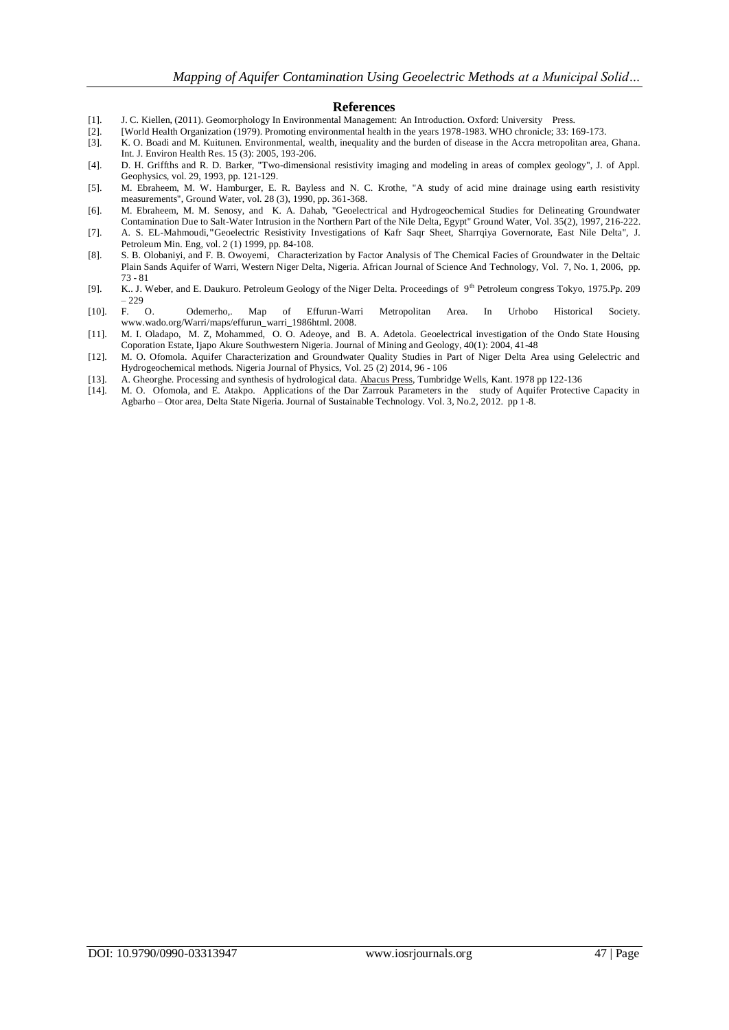## References

[1]. J. C. Kiellen, (2011). Geomorphology In Environmental Management: An Introduction. Oxford: University Press.

[2]. [World Health Organization (1979). Promoting environmental health in the years 1978-1983. WHO chronicle; 33: 169-173.

[3]. K. O. Boadi and M. Kuitunen. Environmental, wealth, inequality and the burden of disease in the Accra metropolitan area, Ghana. Int. J. Environ Health Res. 15 (3): 2005, 193-206.

[4]. D. H. Griffths and R. D. Barker, "Two-dimensional resistivity imaging and modeling in areas of complex geology", J. of Appl. Geophysics, vol. 29, 1993, pp. 121-129.

[5]. M. Ebraheem, M. W. Hamburger, E. R. Bayless and N. C. Krothe, "A study of acid mine drainage using earth resistivity measurements", Ground Water, vol. 28 (3), 1990, pp. 361-368.

[6]. M. Ebraheem, M. M. Senosy, and K. A. Dahab, "Geoelectrical and Hydrogeochemical Studies for Delineating Groundwater Contamination Due to Salt-Water Intrusion in the Northern Part of the Nile Delta, Egypt" Ground Water, Vol. 35(2), 1997, 216-222.

[7]. A. S. EL-Mahmoudi, "Geoelectric Resistivity Investigations of Kafr Saqr Sheet, Sharrqiya Governorate, East Nile Delta", J. Petroleum Min. Eng, vol. 2 (1) 1999, pp. 84-108.

[8]. S. B. Olobaniyi, and F. B. Owoyemi, Characterization by Factor Analysis of The Chemical Facies of Groundwater in the Deltaic Plain Sands Aquifer of Warri, Western Niger Delta, Nigeria. African Journal of Science And Technology, Vol. 7, No. 1, 2006, pp. 73 - 81

[9]. K.. J. Weber, and E. Daukuro. Petroleum Geology of the Niger Delta. Proceedings of 9th Petroleum congress Tokyo, 1975.Pp. 209 – 229

[10]. F. O. Odemerho,. Map of Effurun-Warri Metropolitan Area. In Urhobo Historical Society. www.wado.org/Warri/maps/effurun_warri_1986html. 2008.

[11]. M. I. Oladapo, M. Z, Mohammed, O. O. Adeoye, and B. A. Adetola. Geoelectrical investigation of the Ondo State Housing Coporation Estate, Ijapo Akure Southwestern Nigeria. Journal of Mining and Geology, 40(1): 2004, 41-48

[12]. M. O. Ofomola. Aquifer Characterization and Groundwater Quality Studies in Part of Niger Delta Area using Gelelectric and Hydrogeochemical methods. Nigeria Journal of Physics, Vol. 25 (2) 2014, 96 - 106

[13]. A. Gheorghe. Processing and synthesis of hydrological data. Abacus Press, Tumbridge Wells, Kant. 1978 pp 122-136

[14]. M. O. Ofomola, and E. Atakpo. Applications of the Dar Zarrouk Parameters in the study of Aquifer Protective Capacity in Agbarho – Otor area, Delta State Nigeria. Journal of Sustainable Technology. Vol. 3, No.2, 2012. pp 1-8.